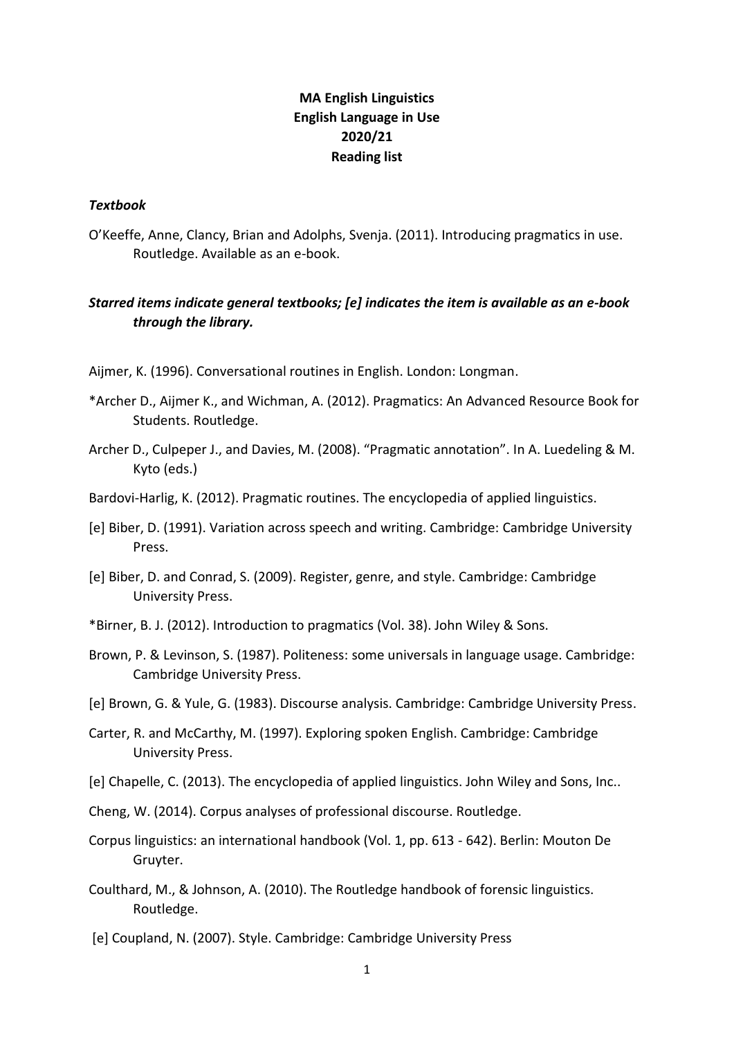**MA English Linguistics**
**English Language in Use**
**2020/21**
**Reading list**

***Textbook***

O'Keeffe, Anne, Clancy, Brian and Adolphs, Svenja. (2011). Introducing pragmatics in use. Routledge. Available as an e-book.

***Starred items indicate general textbooks; [e] indicates the item is available as an e-book through the library.***

Aijmer, K. (1996). Conversational routines in English. London: Longman.

*Archer D., Aijmer K., and Wichman, A. (2012). Pragmatics: An Advanced Resource Book for Students. Routledge.

Archer D., Culpeper J., and Davies, M. (2008). "Pragmatic annotation". In A. Luedeling & M. Kyto (eds.)

Bardovi-Harlig, K. (2012). Pragmatic routines. The encyclopedia of applied linguistics.

[e] Biber, D. (1991). Variation across speech and writing. Cambridge: Cambridge University Press.

[e] Biber, D. and Conrad, S. (2009). Register, genre, and style. Cambridge: Cambridge University Press.

*Birner, B. J. (2012). Introduction to pragmatics (Vol. 38). John Wiley & Sons.

Brown, P. & Levinson, S. (1987). Politeness: some universals in language usage. Cambridge: Cambridge University Press.

[e] Brown, G. & Yule, G. (1983). Discourse analysis. Cambridge: Cambridge University Press.

Carter, R. and McCarthy, M. (1997). Exploring spoken English. Cambridge: Cambridge University Press.

[e] Chapelle, C. (2013). The encyclopedia of applied linguistics. John Wiley and Sons, Inc..

Cheng, W. (2014). Corpus analyses of professional discourse. Routledge.

Corpus linguistics: an international handbook (Vol. 1, pp. 613 - 642). Berlin: Mouton De Gruyter.

Coulthard, M., & Johnson, A. (2010). The Routledge handbook of forensic linguistics. Routledge.

[e] Coupland, N. (2007). Style. Cambridge: Cambridge University Press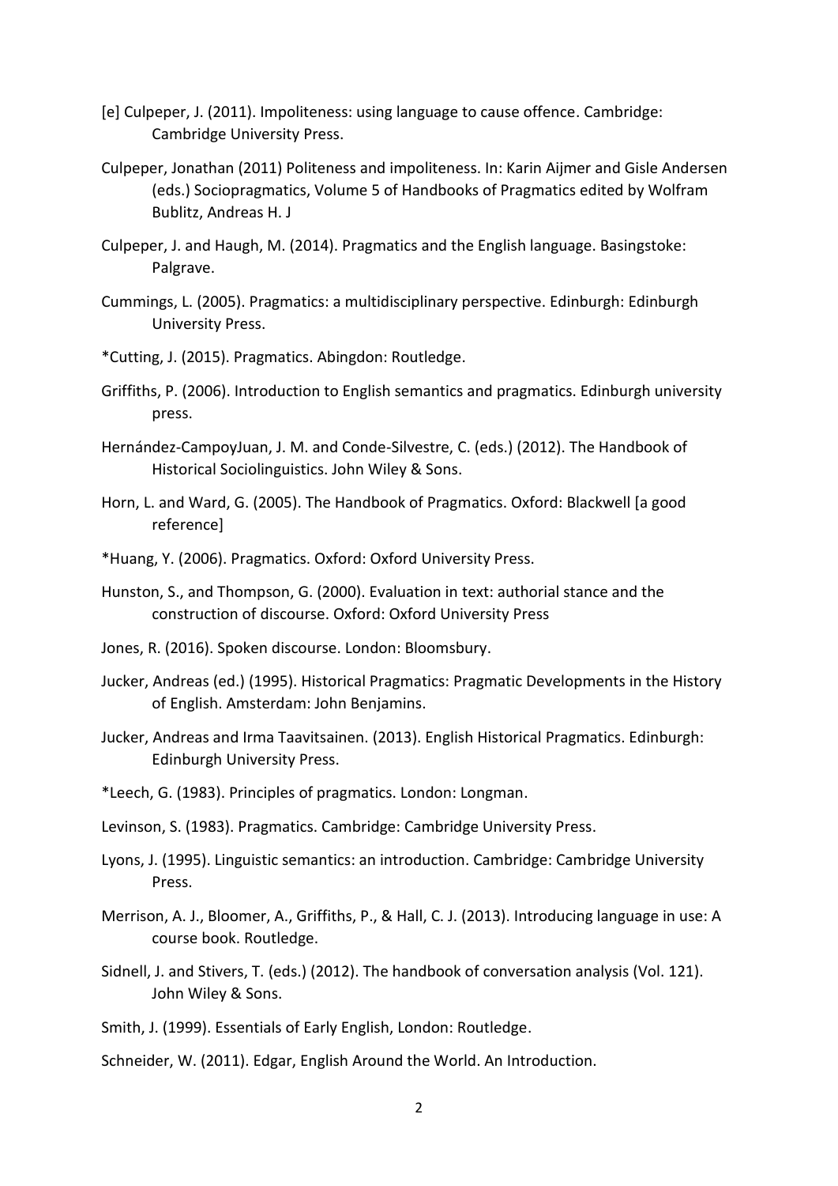[e] Culpeper, J. (2011). Impoliteness: using language to cause offence. Cambridge: Cambridge University Press.

Culpeper, Jonathan (2011) Politeness and impoliteness. In: Karin Aijmer and Gisle Andersen (eds.) Sociopragmatics, Volume 5 of Handbooks of Pragmatics edited by Wolfram Bublitz, Andreas H. J

Culpeper, J. and Haugh, M. (2014). Pragmatics and the English language. Basingstoke: Palgrave.

Cummings, L. (2005). Pragmatics: a multidisciplinary perspective. Edinburgh: Edinburgh University Press.

*Cutting, J. (2015). Pragmatics. Abingdon: Routledge.

Griffiths, P. (2006). Introduction to English semantics and pragmatics. Edinburgh university press.

Hernández-CampoyJuan, J. M. and Conde-Silvestre, C. (eds.) (2012). The Handbook of Historical Sociolinguistics. John Wiley & Sons.

Horn, L. and Ward, G. (2005). The Handbook of Pragmatics. Oxford: Blackwell [a good reference]

*Huang, Y. (2006). Pragmatics. Oxford: Oxford University Press.

Hunston, S., and Thompson, G. (2000). Evaluation in text: authorial stance and the construction of discourse. Oxford: Oxford University Press

Jones, R. (2016). Spoken discourse. London: Bloomsbury.

Jucker, Andreas (ed.) (1995). Historical Pragmatics: Pragmatic Developments in the History of English. Amsterdam: John Benjamins.

Jucker, Andreas and Irma Taavitsainen. (2013). English Historical Pragmatics. Edinburgh: Edinburgh University Press.

*Leech, G. (1983). Principles of pragmatics. London: Longman.

Levinson, S. (1983). Pragmatics. Cambridge: Cambridge University Press.

Lyons, J. (1995). Linguistic semantics: an introduction. Cambridge: Cambridge University Press.

Merrison, A. J., Bloomer, A., Griffiths, P., & Hall, C. J. (2013). Introducing language in use: A course book. Routledge.

Sidnell, J. and Stivers, T. (eds.) (2012). The handbook of conversation analysis (Vol. 121). John Wiley & Sons.

Smith, J. (1999). Essentials of Early English, London: Routledge.

Schneider, W. (2011). Edgar, English Around the World. An Introduction.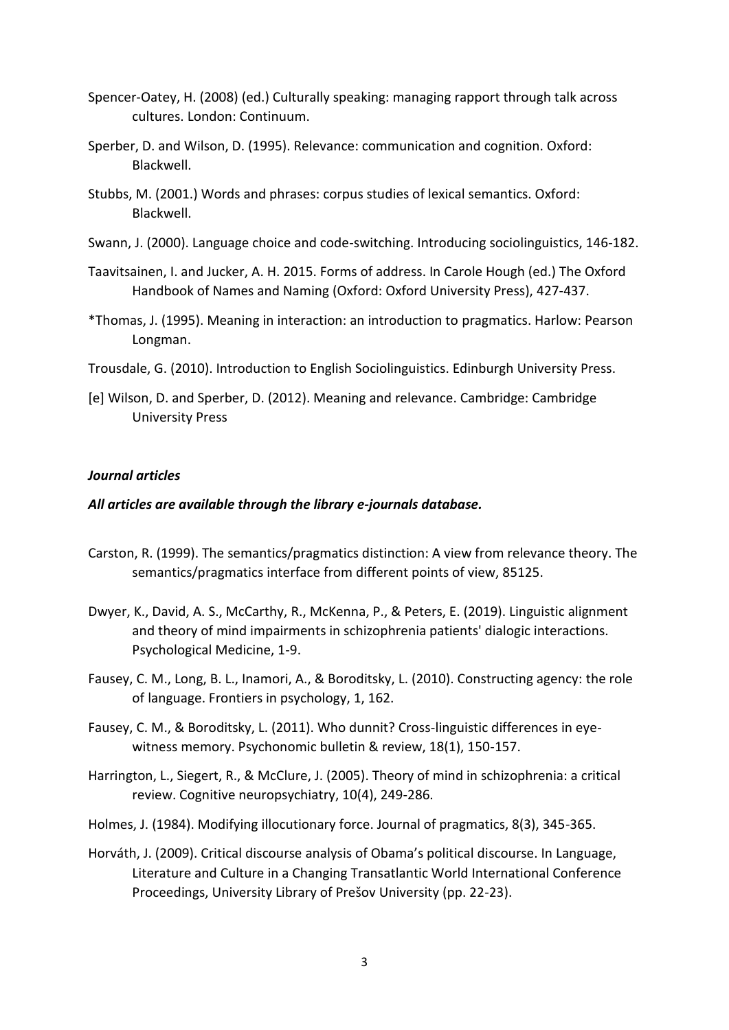Spencer-Oatey, H. (2008) (ed.) Culturally speaking: managing rapport through talk across cultures. London: Continuum.

Sperber, D. and Wilson, D. (1995). Relevance: communication and cognition. Oxford: Blackwell.

Stubbs, M. (2001.) Words and phrases: corpus studies of lexical semantics. Oxford: Blackwell.

Swann, J. (2000). Language choice and code-switching. Introducing sociolinguistics, 146-182.

Taavitsainen, I. and Jucker, A. H. 2015. Forms of address. In Carole Hough (ed.) The Oxford Handbook of Names and Naming (Oxford: Oxford University Press), 427-437.

*Thomas, J. (1995). Meaning in interaction: an introduction to pragmatics. Harlow: Pearson Longman.

Trousdale, G. (2010). Introduction to English Sociolinguistics. Edinburgh University Press.

[e] Wilson, D. and Sperber, D. (2012). Meaning and relevance. Cambridge: Cambridge University Press

***Journal articles***

***All articles are available through the library e-journals database.***

Carston, R. (1999). The semantics/pragmatics distinction: A view from relevance theory. The semantics/pragmatics interface from different points of view, 85125.

Dwyer, K., David, A. S., McCarthy, R., McKenna, P., & Peters, E. (2019). Linguistic alignment and theory of mind impairments in schizophrenia patients' dialogic interactions. Psychological Medicine, 1-9.

Fausey, C. M., Long, B. L., Inamori, A., & Boroditsky, L. (2010). Constructing agency: the role of language. Frontiers in psychology, 1, 162.

Fausey, C. M., & Boroditsky, L. (2011). Who dunnit? Cross-linguistic differences in eye-witness memory. Psychonomic bulletin & review, 18(1), 150-157.

Harrington, L., Siegert, R., & McClure, J. (2005). Theory of mind in schizophrenia: a critical review. Cognitive neuropsychiatry, 10(4), 249-286.

Holmes, J. (1984). Modifying illocutionary force. Journal of pragmatics, 8(3), 345-365.

Horváth, J. (2009). Critical discourse analysis of Obama's political discourse. In Language, Literature and Culture in a Changing Transatlantic World International Conference Proceedings, University Library of Prešov University (pp. 22-23).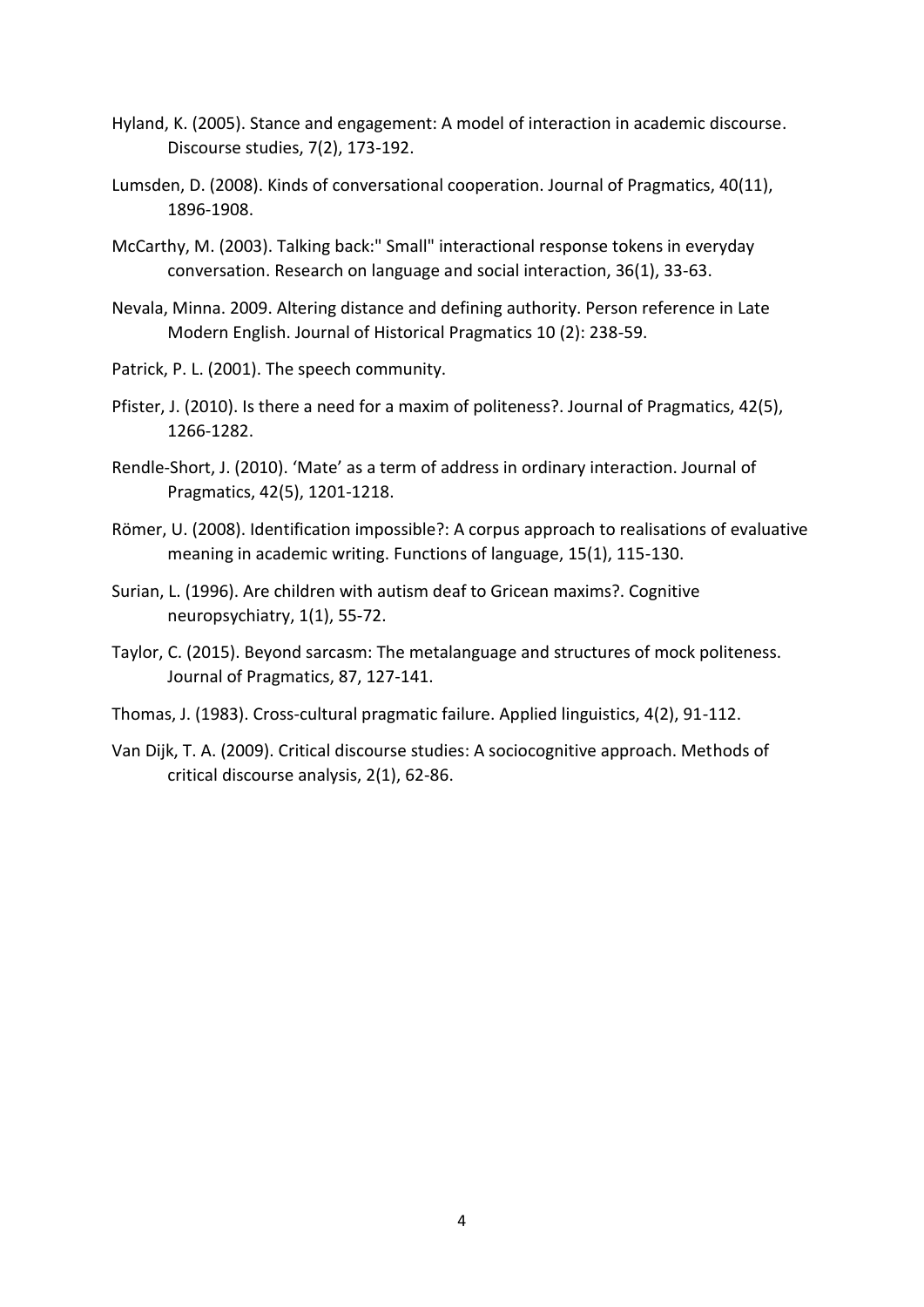Hyland, K. (2005). Stance and engagement: A model of interaction in academic discourse. Discourse studies, 7(2), 173-192.

Lumsden, D. (2008). Kinds of conversational cooperation. Journal of Pragmatics, 40(11), 1896-1908.

McCarthy, M. (2003). Talking back:" Small" interactional response tokens in everyday conversation. Research on language and social interaction, 36(1), 33-63.

Nevala, Minna. 2009. Altering distance and defining authority. Person reference in Late Modern English. Journal of Historical Pragmatics 10 (2): 238-59.

Patrick, P. L. (2001). The speech community.

Pfister, J. (2010). Is there a need for a maxim of politeness?. Journal of Pragmatics, 42(5), 1266-1282.

Rendle-Short, J. (2010). 'Mate' as a term of address in ordinary interaction. Journal of Pragmatics, 42(5), 1201-1218.

Römer, U. (2008). Identification impossible?: A corpus approach to realisations of evaluative meaning in academic writing. Functions of language, 15(1), 115-130.

Surian, L. (1996). Are children with autism deaf to Gricean maxims?. Cognitive neuropsychiatry, 1(1), 55-72.

Taylor, C. (2015). Beyond sarcasm: The metalanguage and structures of mock politeness. Journal of Pragmatics, 87, 127-141.

Thomas, J. (1983). Cross-cultural pragmatic failure. Applied linguistics, 4(2), 91-112.

Van Dijk, T. A. (2009). Critical discourse studies: A sociocognitive approach. Methods of critical discourse analysis, 2(1), 62-86.